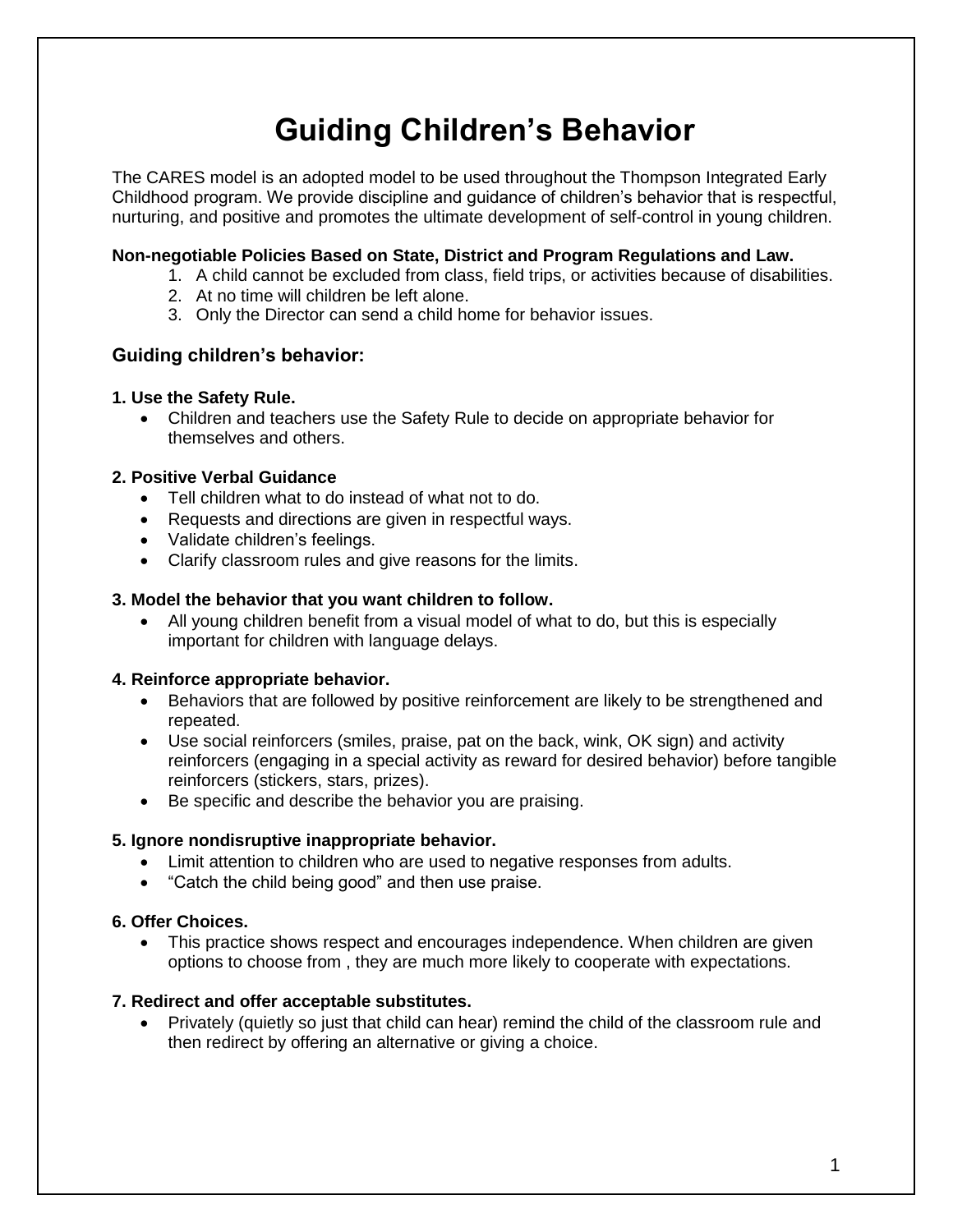# Guiding Children's Behavior

The CARES model is an adopted model to be used throughout the Thompson Integrated Early Childhood program. We provide discipline and guidance of children's behavior that is respectful, nurturing, and positive and promotes the ultimate development of self-control in young children.

**Non-negotiable Policies Based on State, District and Program Regulations and Law.**

1. A child cannot be excluded from class, field trips, or activities because of disabilities.
2. At no time will children be left alone.
3. Only the Director can send a child home for behavior issues.

## Guiding children's behavior:

**1. Use the Safety Rule.**

- Children and teachers use the Safety Rule to decide on appropriate behavior for themselves and others.

**2. Positive Verbal Guidance**

- Tell children what to do instead of what not to do.
- Requests and directions are given in respectful ways.
- Validate children's feelings.
- Clarify classroom rules and give reasons for the limits.

**3. Model the behavior that you want children to follow.**

- All young children benefit from a visual model of what to do, but this is especially important for children with language delays.

**4. Reinforce appropriate behavior.**

- Behaviors that are followed by positive reinforcement are likely to be strengthened and repeated.
- Use social reinforcers (smiles, praise, pat on the back, wink, OK sign) and activity reinforcers (engaging in a special activity as reward for desired behavior) before tangible reinforcers (stickers, stars, prizes).
- Be specific and describe the behavior you are praising.

**5. Ignore nondisruptive inappropriate behavior.**

- Limit attention to children who are used to negative responses from adults.
- "Catch the child being good" and then use praise.

**6. Offer Choices.**

- This practice shows respect and encourages independence. When children are given options to choose from , they are much more likely to cooperate with expectations.

**7. Redirect and offer acceptable substitutes.**

- Privately (quietly so just that child can hear) remind the child of the classroom rule and then redirect by offering an alternative or giving a choice.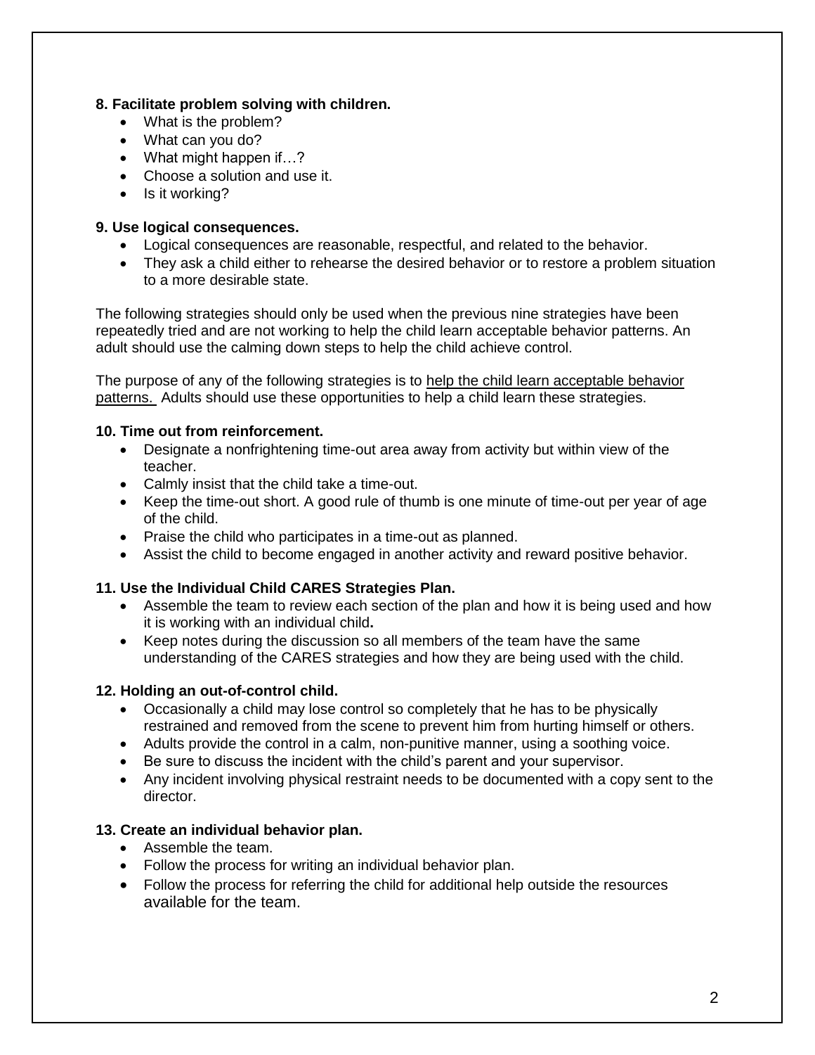**8. Facilitate problem solving with children.**

- What is the problem?
- What can you do?
- What might happen if…?
- Choose a solution and use it.
- Is it working?

**9. Use logical consequences.**

- Logical consequences are reasonable, respectful, and related to the behavior.
- They ask a child either to rehearse the desired behavior or to restore a problem situation to a more desirable state.

The following strategies should only be used when the previous nine strategies have been repeatedly tried and are not working to help the child learn acceptable behavior patterns. An adult should use the calming down steps to help the child achieve control.

The purpose of any of the following strategies is to <u>help the child learn acceptable behavior patterns.</u> Adults should use these opportunities to help a child learn these strategies.

**10. Time out from reinforcement.**

- Designate a nonfrightening time-out area away from activity but within view of the teacher.
- Calmly insist that the child take a time-out.
- Keep the time-out short. A good rule of thumb is one minute of time-out per year of age of the child.
- Praise the child who participates in a time-out as planned.
- Assist the child to become engaged in another activity and reward positive behavior.

**11. Use the Individual Child CARES Strategies Plan.**

- Assemble the team to review each section of the plan and how it is being used and how it is working with an individual child**.**
- Keep notes during the discussion so all members of the team have the same understanding of the CARES strategies and how they are being used with the child.

**12. Holding an out-of-control child.**

- Occasionally a child may lose control so completely that he has to be physically restrained and removed from the scene to prevent him from hurting himself or others.
- Adults provide the control in a calm, non-punitive manner, using a soothing voice.
- Be sure to discuss the incident with the child's parent and your supervisor.
- Any incident involving physical restraint needs to be documented with a copy sent to the director.

**13. Create an individual behavior plan.**

- Assemble the team.
- Follow the process for writing an individual behavior plan.
- Follow the process for referring the child for additional help outside the resources available for the team.